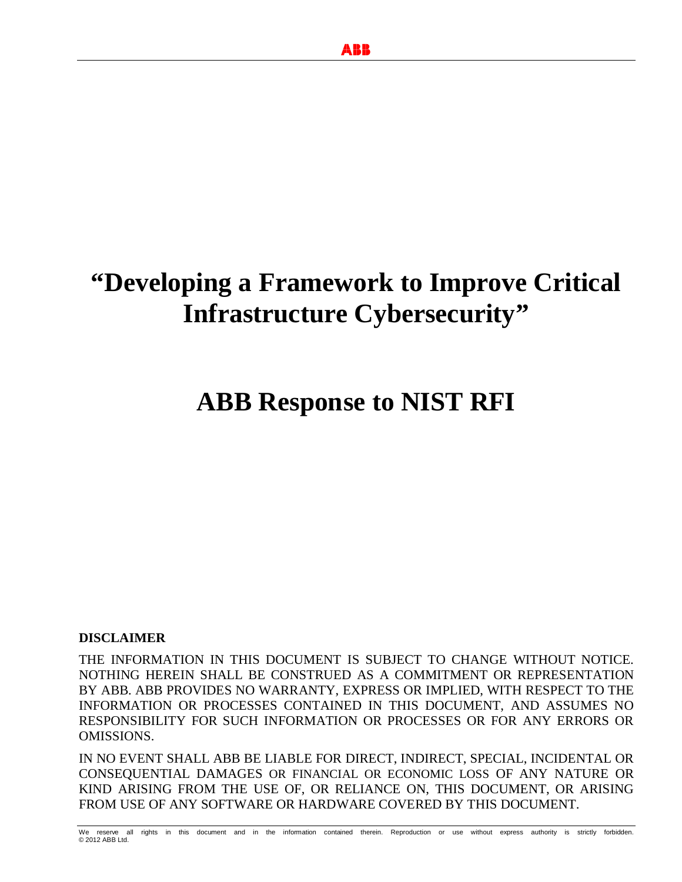# "Developing a Framework to Improve Critical Infrastructure Cybersecurity"

# ABB Response to NIST RFI

**DISCLAIMER**

THE INFORMATION IN THIS DOCUMENT IS SUBJECT TO CHANGE WITHOUT NOTICE. NOTHING HEREIN SHALL BE CONSTRUED AS A COMMITMENT OR REPRESENTATION BY ABB. ABB PROVIDES NO WARRANTY, EXPRESS OR IMPLIED, WITH RESPECT TO THE INFORMATION OR PROCESSES CONTAINED IN THIS DOCUMENT, AND ASSUMES NO RESPONSIBILITY FOR SUCH INFORMATION OR PROCESSES OR FOR ANY ERRORS OR OMISSIONS.

IN NO EVENT SHALL ABB BE LIABLE FOR DIRECT, INDIRECT, SPECIAL, INCIDENTAL OR CONSEQUENTIAL DAMAGES OR FINANCIAL OR ECONOMIC LOSS OF ANY NATURE OR KIND ARISING FROM THE USE OF, OR RELIANCE ON, THIS DOCUMENT, OR ARISING FROM USE OF ANY SOFTWARE OR HARDWARE COVERED BY THIS DOCUMENT.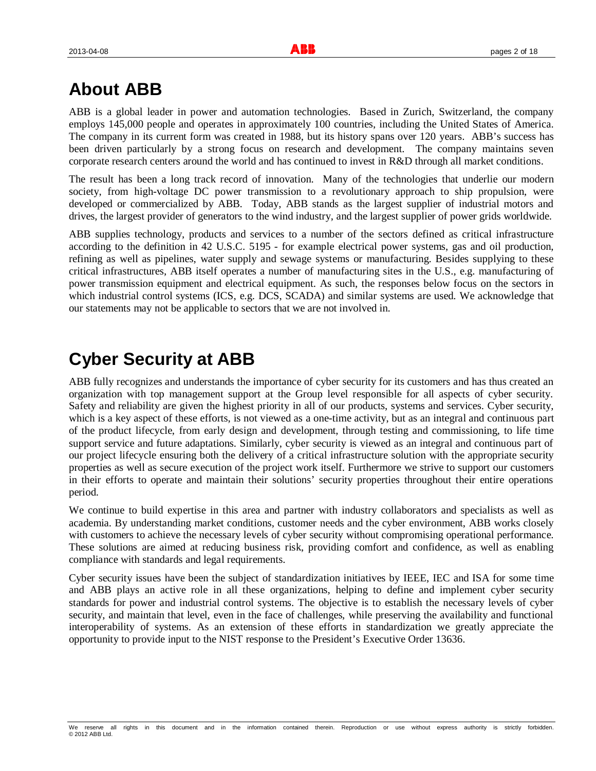# About ABB

ABB is a global leader in power and automation technologies. Based in Zurich, Switzerland, the company employs 145,000 people and operates in approximately 100 countries, including the United States of America. The company in its current form was created in 1988, but its history spans over 120 years. ABB's success has been driven particularly by a strong focus on research and development. The company maintains seven corporate research centers around the world and has continued to invest in R&D through all market conditions.

The result has been a long track record of innovation. Many of the technologies that underlie our modern society, from high-voltage DC power transmission to a revolutionary approach to ship propulsion, were developed or commercialized by ABB. Today, ABB stands as the largest supplier of industrial motors and drives, the largest provider of generators to the wind industry, and the largest supplier of power grids worldwide.

ABB supplies technology, products and services to a number of the sectors defined as critical infrastructure according to the definition in 42 U.S.C. 5195 - for example electrical power systems, gas and oil production, refining as well as pipelines, water supply and sewage systems or manufacturing. Besides supplying to these critical infrastructures, ABB itself operates a number of manufacturing sites in the U.S., e.g. manufacturing of power transmission equipment and electrical equipment. As such, the responses below focus on the sectors in which industrial control systems (ICS, e.g. DCS, SCADA) and similar systems are used. We acknowledge that our statements may not be applicable to sectors that we are not involved in.

# Cyber Security at ABB

ABB fully recognizes and understands the importance of cyber security for its customers and has thus created an organization with top management support at the Group level responsible for all aspects of cyber security. Safety and reliability are given the highest priority in all of our products, systems and services. Cyber security, which is a key aspect of these efforts, is not viewed as a one-time activity, but as an integral and continuous part of the product lifecycle, from early design and development, through testing and commissioning, to life time support service and future adaptations. Similarly, cyber security is viewed as an integral and continuous part of our project lifecycle ensuring both the delivery of a critical infrastructure solution with the appropriate security properties as well as secure execution of the project work itself. Furthermore we strive to support our customers in their efforts to operate and maintain their solutions' security properties throughout their entire operations period.

We continue to build expertise in this area and partner with industry collaborators and specialists as well as academia. By understanding market conditions, customer needs and the cyber environment, ABB works closely with customers to achieve the necessary levels of cyber security without compromising operational performance. These solutions are aimed at reducing business risk, providing comfort and confidence, as well as enabling compliance with standards and legal requirements.

Cyber security issues have been the subject of standardization initiatives by IEEE, IEC and ISA for some time and ABB plays an active role in all these organizations, helping to define and implement cyber security standards for power and industrial control systems. The objective is to establish the necessary levels of cyber security, and maintain that level, even in the face of challenges, while preserving the availability and functional interoperability of systems. As an extension of these efforts in standardization we greatly appreciate the opportunity to provide input to the NIST response to the President's Executive Order 13636.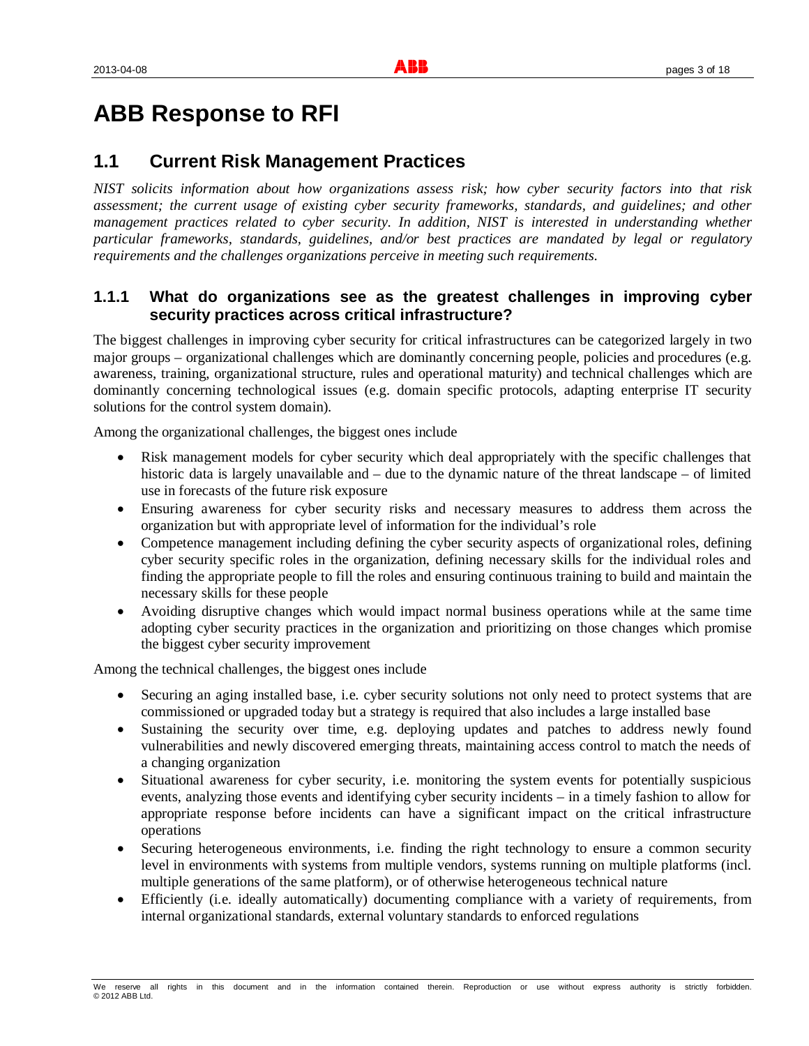# ABB Response to RFI

## 1.1 Current Risk Management Practices

*NIST solicits information about how organizations assess risk; how cyber security factors into that risk assessment; the current usage of existing cyber security frameworks, standards, and guidelines; and other management practices related to cyber security. In addition, NIST is interested in understanding whether particular frameworks, standards, guidelines, and/or best practices are mandated by legal or regulatory requirements and the challenges organizations perceive in meeting such requirements.*

### 1.1.1 What do organizations see as the greatest challenges in improving cyber security practices across critical infrastructure?

The biggest challenges in improving cyber security for critical infrastructures can be categorized largely in two major groups – organizational challenges which are dominantly concerning people, policies and procedures (e.g. awareness, training, organizational structure, rules and operational maturity) and technical challenges which are dominantly concerning technological issues (e.g. domain specific protocols, adapting enterprise IT security solutions for the control system domain).

Among the organizational challenges, the biggest ones include

- Risk management models for cyber security which deal appropriately with the specific challenges that historic data is largely unavailable and – due to the dynamic nature of the threat landscape – of limited use in forecasts of the future risk exposure
- Ensuring awareness for cyber security risks and necessary measures to address them across the organization but with appropriate level of information for the individual's role
- Competence management including defining the cyber security aspects of organizational roles, defining cyber security specific roles in the organization, defining necessary skills for the individual roles and finding the appropriate people to fill the roles and ensuring continuous training to build and maintain the necessary skills for these people
- Avoiding disruptive changes which would impact normal business operations while at the same time adopting cyber security practices in the organization and prioritizing on those changes which promise the biggest cyber security improvement

Among the technical challenges, the biggest ones include

- Securing an aging installed base, i.e. cyber security solutions not only need to protect systems that are commissioned or upgraded today but a strategy is required that also includes a large installed base
- Sustaining the security over time, e.g. deploying updates and patches to address newly found vulnerabilities and newly discovered emerging threats, maintaining access control to match the needs of a changing organization
- Situational awareness for cyber security, i.e. monitoring the system events for potentially suspicious events, analyzing those events and identifying cyber security incidents – in a timely fashion to allow for appropriate response before incidents can have a significant impact on the critical infrastructure operations
- Securing heterogeneous environments, i.e. finding the right technology to ensure a common security level in environments with systems from multiple vendors, systems running on multiple platforms (incl. multiple generations of the same platform), or of otherwise heterogeneous technical nature
- Efficiently (i.e. ideally automatically) documenting compliance with a variety of requirements, from internal organizational standards, external voluntary standards to enforced regulations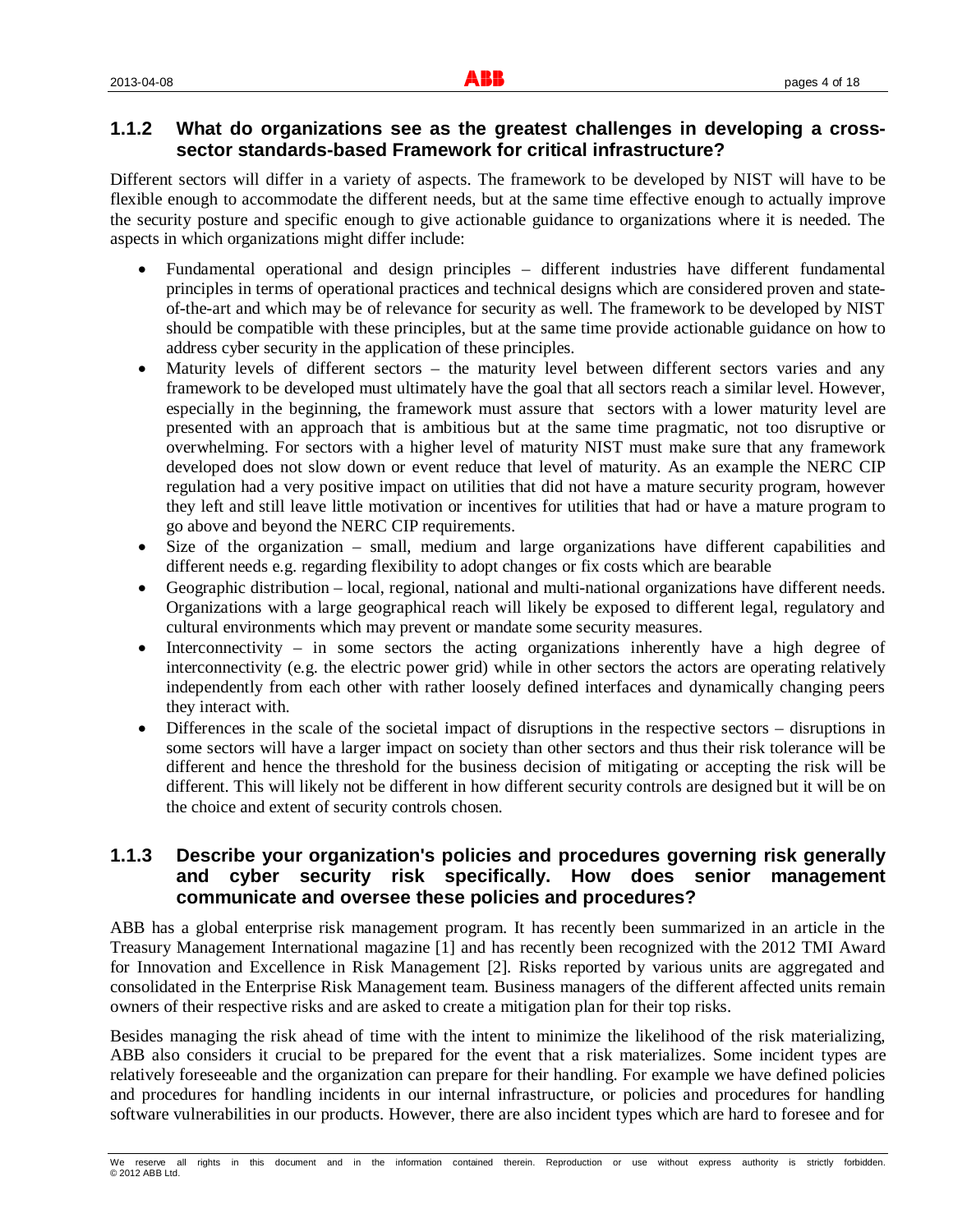### 1.1.2 What do organizations see as the greatest challenges in developing a cross-sector standards-based Framework for critical infrastructure?

Different sectors will differ in a variety of aspects. The framework to be developed by NIST will have to be flexible enough to accommodate the different needs, but at the same time effective enough to actually improve the security posture and specific enough to give actionable guidance to organizations where it is needed. The aspects in which organizations might differ include:

- Fundamental operational and design principles – different industries have different fundamental principles in terms of operational practices and technical designs which are considered proven and state-of-the-art and which may be of relevance for security as well. The framework to be developed by NIST should be compatible with these principles, but at the same time provide actionable guidance on how to address cyber security in the application of these principles.
- Maturity levels of different sectors – the maturity level between different sectors varies and any framework to be developed must ultimately have the goal that all sectors reach a similar level. However, especially in the beginning, the framework must assure that sectors with a lower maturity level are presented with an approach that is ambitious but at the same time pragmatic, not too disruptive or overwhelming. For sectors with a higher level of maturity NIST must make sure that any framework developed does not slow down or event reduce that level of maturity. As an example the NERC CIP regulation had a very positive impact on utilities that did not have a mature security program, however they left and still leave little motivation or incentives for utilities that had or have a mature program to go above and beyond the NERC CIP requirements.
- Size of the organization – small, medium and large organizations have different capabilities and different needs e.g. regarding flexibility to adopt changes or fix costs which are bearable
- Geographic distribution – local, regional, national and multi-national organizations have different needs. Organizations with a large geographical reach will likely be exposed to different legal, regulatory and cultural environments which may prevent or mandate some security measures.
- Interconnectivity – in some sectors the acting organizations inherently have a high degree of interconnectivity (e.g. the electric power grid) while in other sectors the actors are operating relatively independently from each other with rather loosely defined interfaces and dynamically changing peers they interact with.
- Differences in the scale of the societal impact of disruptions in the respective sectors – disruptions in some sectors will have a larger impact on society than other sectors and thus their risk tolerance will be different and hence the threshold for the business decision of mitigating or accepting the risk will be different. This will likely not be different in how different security controls are designed but it will be on the choice and extent of security controls chosen.

### 1.1.3 Describe your organization's policies and procedures governing risk generally and cyber security risk specifically. How does senior management communicate and oversee these policies and procedures?

ABB has a global enterprise risk management program. It has recently been summarized in an article in the Treasury Management International magazine [1] and has recently been recognized with the 2012 TMI Award for Innovation and Excellence in Risk Management [2]. Risks reported by various units are aggregated and consolidated in the Enterprise Risk Management team. Business managers of the different affected units remain owners of their respective risks and are asked to create a mitigation plan for their top risks.

Besides managing the risk ahead of time with the intent to minimize the likelihood of the risk materializing, ABB also considers it crucial to be prepared for the event that a risk materializes. Some incident types are relatively foreseeable and the organization can prepare for their handling. For example we have defined policies and procedures for handling incidents in our internal infrastructure, or policies and procedures for handling software vulnerabilities in our products. However, there are also incident types which are hard to foresee and for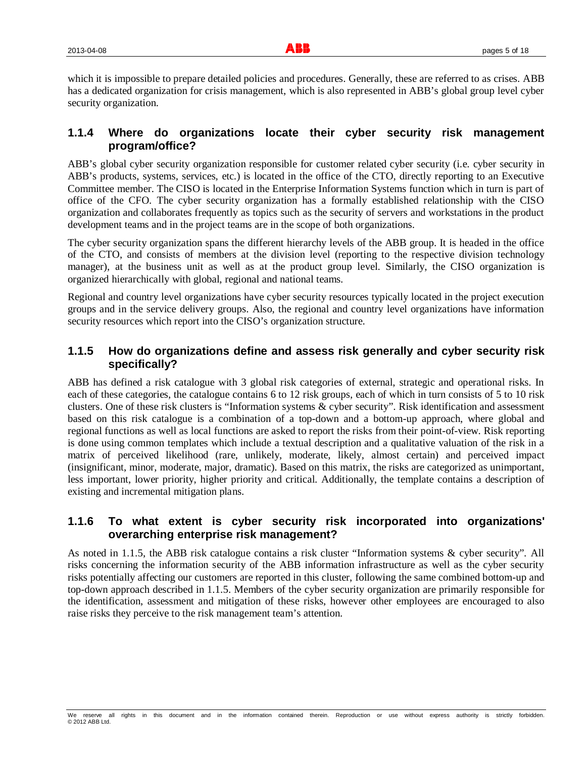which it is impossible to prepare detailed policies and procedures. Generally, these are referred to as crises. ABB has a dedicated organization for crisis management, which is also represented in ABB's global group level cyber security organization.

### 1.1.4 Where do organizations locate their cyber security risk management program/office?

ABB's global cyber security organization responsible for customer related cyber security (i.e. cyber security in ABB's products, systems, services, etc.) is located in the office of the CTO, directly reporting to an Executive Committee member. The CISO is located in the Enterprise Information Systems function which in turn is part of office of the CFO. The cyber security organization has a formally established relationship with the CISO organization and collaborates frequently as topics such as the security of servers and workstations in the product development teams and in the project teams are in the scope of both organizations.

The cyber security organization spans the different hierarchy levels of the ABB group. It is headed in the office of the CTO, and consists of members at the division level (reporting to the respective division technology manager), at the business unit as well as at the product group level. Similarly, the CISO organization is organized hierarchically with global, regional and national teams.

Regional and country level organizations have cyber security resources typically located in the project execution groups and in the service delivery groups. Also, the regional and country level organizations have information security resources which report into the CISO's organization structure.

### 1.1.5 How do organizations define and assess risk generally and cyber security risk specifically?

ABB has defined a risk catalogue with 3 global risk categories of external, strategic and operational risks. In each of these categories, the catalogue contains 6 to 12 risk groups, each of which in turn consists of 5 to 10 risk clusters. One of these risk clusters is "Information systems & cyber security". Risk identification and assessment based on this risk catalogue is a combination of a top-down and a bottom-up approach, where global and regional functions as well as local functions are asked to report the risks from their point-of-view. Risk reporting is done using common templates which include a textual description and a qualitative valuation of the risk in a matrix of perceived likelihood (rare, unlikely, moderate, likely, almost certain) and perceived impact (insignificant, minor, moderate, major, dramatic). Based on this matrix, the risks are categorized as unimportant, less important, lower priority, higher priority and critical. Additionally, the template contains a description of existing and incremental mitigation plans.

### 1.1.6 To what extent is cyber security risk incorporated into organizations' overarching enterprise risk management?

As noted in 1.1.5, the ABB risk catalogue contains a risk cluster "Information systems & cyber security". All risks concerning the information security of the ABB information infrastructure as well as the cyber security risks potentially affecting our customers are reported in this cluster, following the same combined bottom-up and top-down approach described in 1.1.5. Members of the cyber security organization are primarily responsible for the identification, assessment and mitigation of these risks, however other employees are encouraged to also raise risks they perceive to the risk management team's attention.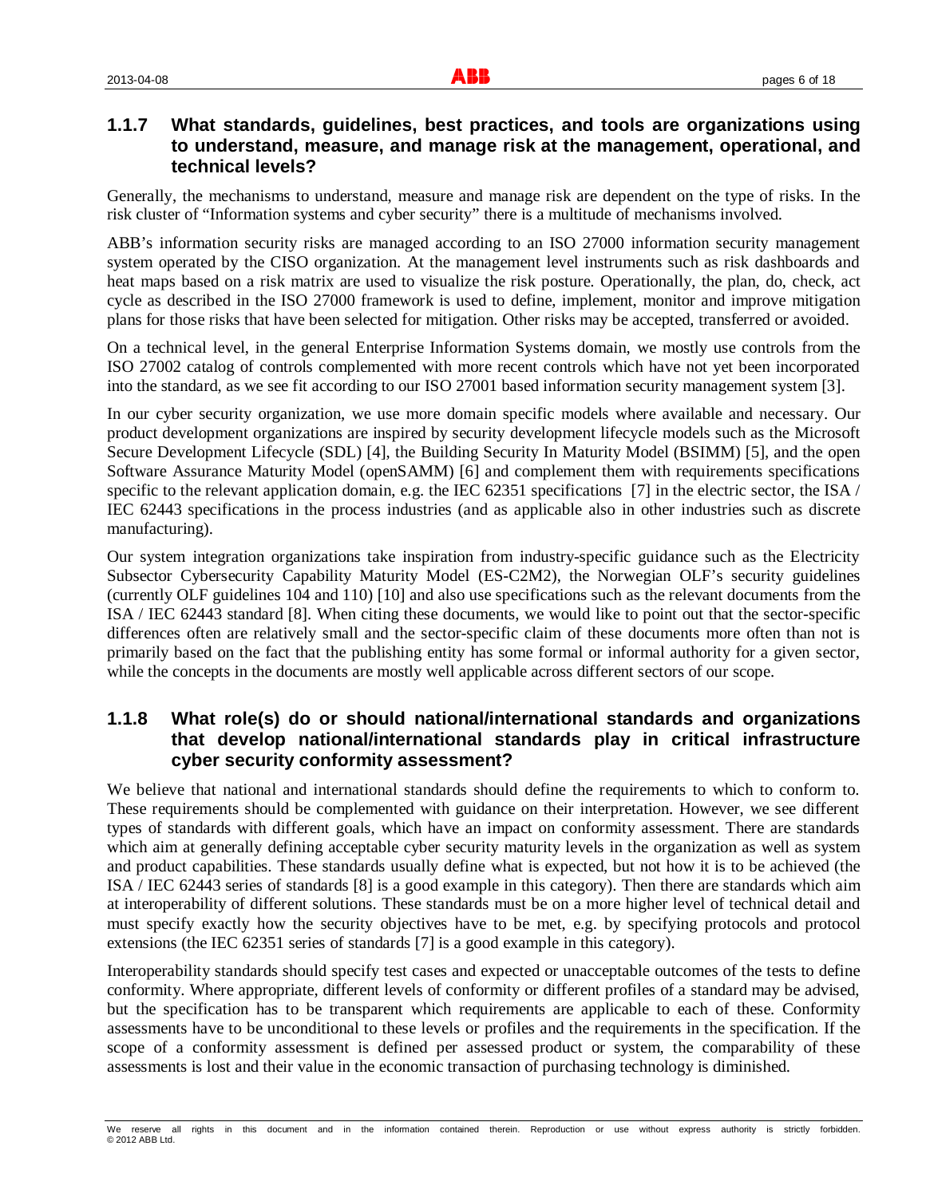### 1.1.7 What standards, guidelines, best practices, and tools are organizations using to understand, measure, and manage risk at the management, operational, and technical levels?

Generally, the mechanisms to understand, measure and manage risk are dependent on the type of risks. In the risk cluster of "Information systems and cyber security" there is a multitude of mechanisms involved.

ABB's information security risks are managed according to an ISO 27000 information security management system operated by the CISO organization. At the management level instruments such as risk dashboards and heat maps based on a risk matrix are used to visualize the risk posture. Operationally, the plan, do, check, act cycle as described in the ISO 27000 framework is used to define, implement, monitor and improve mitigation plans for those risks that have been selected for mitigation. Other risks may be accepted, transferred or avoided.

On a technical level, in the general Enterprise Information Systems domain, we mostly use controls from the ISO 27002 catalog of controls complemented with more recent controls which have not yet been incorporated into the standard, as we see fit according to our ISO 27001 based information security management system [3].

In our cyber security organization, we use more domain specific models where available and necessary. Our product development organizations are inspired by security development lifecycle models such as the Microsoft Secure Development Lifecycle (SDL) [4], the Building Security In Maturity Model (BSIMM) [5], and the open Software Assurance Maturity Model (openSAMM) [6] and complement them with requirements specifications specific to the relevant application domain, e.g. the IEC 62351 specifications [7] in the electric sector, the ISA / IEC 62443 specifications in the process industries (and as applicable also in other industries such as discrete manufacturing).

Our system integration organizations take inspiration from industry-specific guidance such as the Electricity Subsector Cybersecurity Capability Maturity Model (ES-C2M2), the Norwegian OLF's security guidelines (currently OLF guidelines 104 and 110) [10] and also use specifications such as the relevant documents from the ISA / IEC 62443 standard [8]. When citing these documents, we would like to point out that the sector-specific differences often are relatively small and the sector-specific claim of these documents more often than not is primarily based on the fact that the publishing entity has some formal or informal authority for a given sector, while the concepts in the documents are mostly well applicable across different sectors of our scope.

### 1.1.8 What role(s) do or should national/international standards and organizations that develop national/international standards play in critical infrastructure cyber security conformity assessment?

We believe that national and international standards should define the requirements to which to conform to. These requirements should be complemented with guidance on their interpretation. However, we see different types of standards with different goals, which have an impact on conformity assessment. There are standards which aim at generally defining acceptable cyber security maturity levels in the organization as well as system and product capabilities. These standards usually define what is expected, but not how it is to be achieved (the ISA / IEC 62443 series of standards [8] is a good example in this category). Then there are standards which aim at interoperability of different solutions. These standards must be on a more higher level of technical detail and must specify exactly how the security objectives have to be met, e.g. by specifying protocols and protocol extensions (the IEC 62351 series of standards [7] is a good example in this category).

Interoperability standards should specify test cases and expected or unacceptable outcomes of the tests to define conformity. Where appropriate, different levels of conformity or different profiles of a standard may be advised, but the specification has to be transparent which requirements are applicable to each of these. Conformity assessments have to be unconditional to these levels or profiles and the requirements in the specification. If the scope of a conformity assessment is defined per assessed product or system, the comparability of these assessments is lost and their value in the economic transaction of purchasing technology is diminished.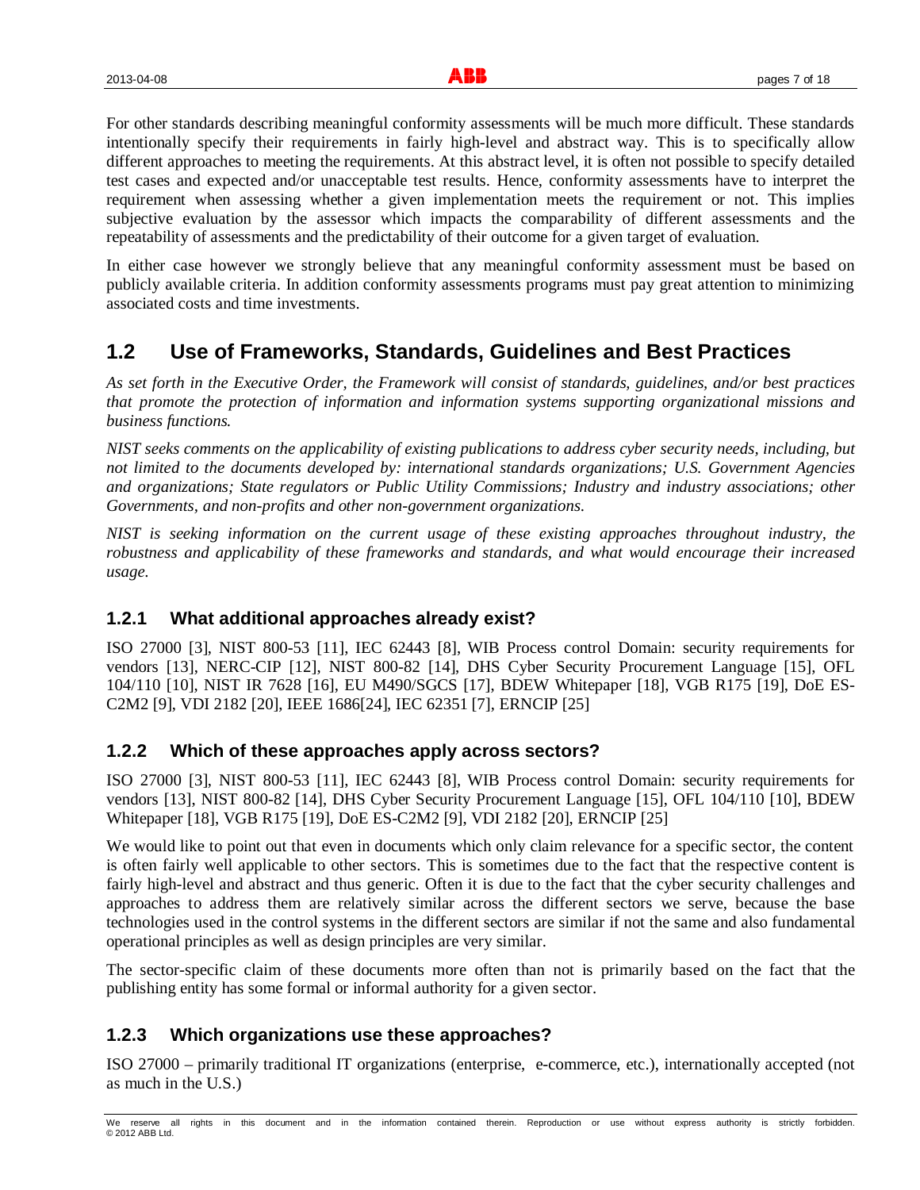For other standards describing meaningful conformity assessments will be much more difficult. These standards intentionally specify their requirements in fairly high-level and abstract way. This is to specifically allow different approaches to meeting the requirements. At this abstract level, it is often not possible to specify detailed test cases and expected and/or unacceptable test results. Hence, conformity assessments have to interpret the requirement when assessing whether a given implementation meets the requirement or not. This implies subjective evaluation by the assessor which impacts the comparability of different assessments and the repeatability of assessments and the predictability of their outcome for a given target of evaluation.

In either case however we strongly believe that any meaningful conformity assessment must be based on publicly available criteria. In addition conformity assessments programs must pay great attention to minimizing associated costs and time investments.

## 1.2 Use of Frameworks, Standards, Guidelines and Best Practices

*As set forth in the Executive Order, the Framework will consist of standards, guidelines, and/or best practices that promote the protection of information and information systems supporting organizational missions and business functions.*

*NIST seeks comments on the applicability of existing publications to address cyber security needs, including, but not limited to the documents developed by: international standards organizations; U.S. Government Agencies and organizations; State regulators or Public Utility Commissions; Industry and industry associations; other Governments, and non-profits and other non-government organizations.*

*NIST is seeking information on the current usage of these existing approaches throughout industry, the robustness and applicability of these frameworks and standards, and what would encourage their increased usage.*

### 1.2.1 What additional approaches already exist?

ISO 27000 [3], NIST 800-53 [11], IEC 62443 [8], WIB Process control Domain: security requirements for vendors [13], NERC-CIP [12], NIST 800-82 [14], DHS Cyber Security Procurement Language [15], OFL 104/110 [10], NIST IR 7628 [16], EU M490/SGCS [17], BDEW Whitepaper [18], VGB R175 [19], DoE ES-C2M2 [9], VDI 2182 [20], IEEE 1686[24], IEC 62351 [7], ERNCIP [25]

### 1.2.2 Which of these approaches apply across sectors?

ISO 27000 [3], NIST 800-53 [11], IEC 62443 [8], WIB Process control Domain: security requirements for vendors [13], NIST 800-82 [14], DHS Cyber Security Procurement Language [15], OFL 104/110 [10], BDEW Whitepaper [18], VGB R175 [19], DoE ES-C2M2 [9], VDI 2182 [20], ERNCIP [25]

We would like to point out that even in documents which only claim relevance for a specific sector, the content is often fairly well applicable to other sectors. This is sometimes due to the fact that the respective content is fairly high-level and abstract and thus generic. Often it is due to the fact that the cyber security challenges and approaches to address them are relatively similar across the different sectors we serve, because the base technologies used in the control systems in the different sectors are similar if not the same and also fundamental operational principles as well as design principles are very similar.

The sector-specific claim of these documents more often than not is primarily based on the fact that the publishing entity has some formal or informal authority for a given sector.

### 1.2.3 Which organizations use these approaches?

ISO 27000 – primarily traditional IT organizations (enterprise, e-commerce, etc.), internationally accepted (not as much in the U.S.)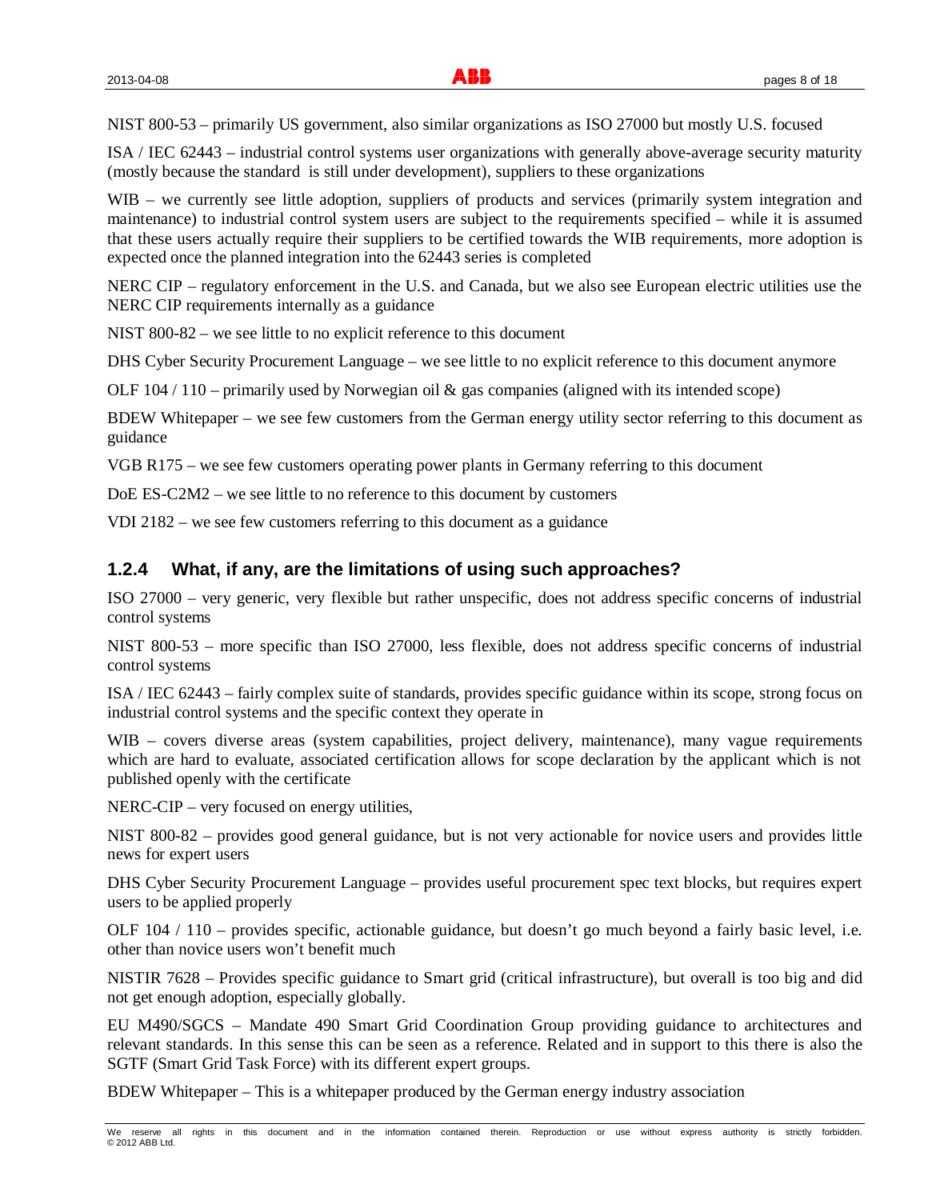NIST 800-53 – primarily US government, also similar organizations as ISO 27000 but mostly U.S. focused

ISA / IEC 62443 – industrial control systems user organizations with generally above-average security maturity (mostly because the standard is still under development), suppliers to these organizations

WIB – we currently see little adoption, suppliers of products and services (primarily system integration and maintenance) to industrial control system users are subject to the requirements specified – while it is assumed that these users actually require their suppliers to be certified towards the WIB requirements, more adoption is expected once the planned integration into the 62443 series is completed

NERC CIP – regulatory enforcement in the U.S. and Canada, but we also see European electric utilities use the NERC CIP requirements internally as a guidance

NIST 800-82 – we see little to no explicit reference to this document

DHS Cyber Security Procurement Language – we see little to no explicit reference to this document anymore

OLF 104 / 110 – primarily used by Norwegian oil & gas companies (aligned with its intended scope)

BDEW Whitepaper – we see few customers from the German energy utility sector referring to this document as guidance

VGB R175 – we see few customers operating power plants in Germany referring to this document

DoE ES-C2M2 – we see little to no reference to this document by customers

VDI 2182 – we see few customers referring to this document as a guidance

### 1.2.4 What, if any, are the limitations of using such approaches?

ISO 27000 – very generic, very flexible but rather unspecific, does not address specific concerns of industrial control systems

NIST 800-53 – more specific than ISO 27000, less flexible, does not address specific concerns of industrial control systems

ISA / IEC 62443 – fairly complex suite of standards, provides specific guidance within its scope, strong focus on industrial control systems and the specific context they operate in

WIB – covers diverse areas (system capabilities, project delivery, maintenance), many vague requirements which are hard to evaluate, associated certification allows for scope declaration by the applicant which is not published openly with the certificate

NERC-CIP – very focused on energy utilities,

NIST 800-82 – provides good general guidance, but is not very actionable for novice users and provides little news for expert users

DHS Cyber Security Procurement Language – provides useful procurement spec text blocks, but requires expert users to be applied properly

OLF 104 / 110 – provides specific, actionable guidance, but doesn't go much beyond a fairly basic level, i.e. other than novice users won't benefit much

NISTIR 7628 – Provides specific guidance to Smart grid (critical infrastructure), but overall is too big and did not get enough adoption, especially globally.

EU M490/SGCS – Mandate 490 Smart Grid Coordination Group providing guidance to architectures and relevant standards. In this sense this can be seen as a reference. Related and in support to this there is also the SGTF (Smart Grid Task Force) with its different expert groups.

BDEW Whitepaper – This is a whitepaper produced by the German energy industry association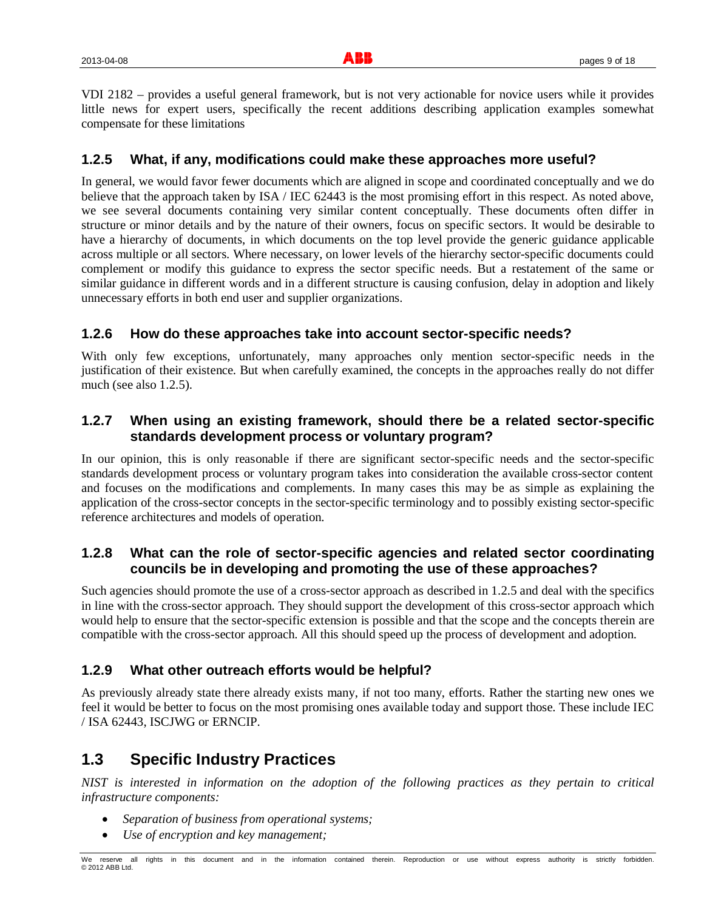VDI 2182 – provides a useful general framework, but is not very actionable for novice users while it provides little news for expert users, specifically the recent additions describing application examples somewhat compensate for these limitations

### 1.2.5 What, if any, modifications could make these approaches more useful?

In general, we would favor fewer documents which are aligned in scope and coordinated conceptually and we do believe that the approach taken by ISA / IEC 62443 is the most promising effort in this respect. As noted above, we see several documents containing very similar content conceptually. These documents often differ in structure or minor details and by the nature of their owners, focus on specific sectors. It would be desirable to have a hierarchy of documents, in which documents on the top level provide the generic guidance applicable across multiple or all sectors. Where necessary, on lower levels of the hierarchy sector-specific documents could complement or modify this guidance to express the sector specific needs. But a restatement of the same or similar guidance in different words and in a different structure is causing confusion, delay in adoption and likely unnecessary efforts in both end user and supplier organizations.

### 1.2.6 How do these approaches take into account sector-specific needs?

With only few exceptions, unfortunately, many approaches only mention sector-specific needs in the justification of their existence. But when carefully examined, the concepts in the approaches really do not differ much (see also 1.2.5).

### 1.2.7 When using an existing framework, should there be a related sector-specific standards development process or voluntary program?

In our opinion, this is only reasonable if there are significant sector-specific needs and the sector-specific standards development process or voluntary program takes into consideration the available cross-sector content and focuses on the modifications and complements. In many cases this may be as simple as explaining the application of the cross-sector concepts in the sector-specific terminology and to possibly existing sector-specific reference architectures and models of operation.

### 1.2.8 What can the role of sector-specific agencies and related sector coordinating councils be in developing and promoting the use of these approaches?

Such agencies should promote the use of a cross-sector approach as described in 1.2.5 and deal with the specifics in line with the cross-sector approach. They should support the development of this cross-sector approach which would help to ensure that the sector-specific extension is possible and that the scope and the concepts therein are compatible with the cross-sector approach. All this should speed up the process of development and adoption.

### 1.2.9 What other outreach efforts would be helpful?

As previously already state there already exists many, if not too many, efforts. Rather the starting new ones we feel it would be better to focus on the most promising ones available today and support those. These include IEC / ISA 62443, ISCJWG or ERNCIP.

## 1.3 Specific Industry Practices

*NIST is interested in information on the adoption of the following practices as they pertain to critical infrastructure components:*

- *Separation of business from operational systems;*
- *Use of encryption and key management;*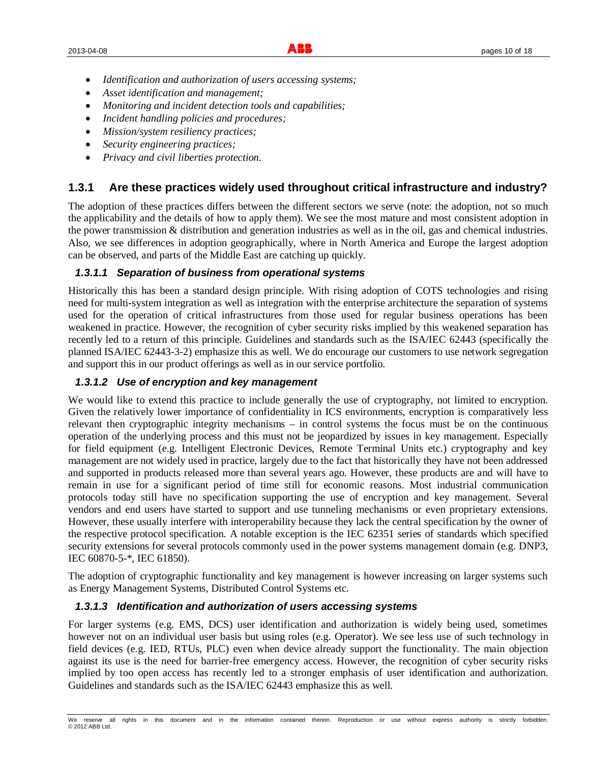- *Identification and authorization of users accessing systems;*
- *Asset identification and management;*
- *Monitoring and incident detection tools and capabilities;*
- *Incident handling policies and procedures;*
- *Mission/system resiliency practices;*
- *Security engineering practices;*
- *Privacy and civil liberties protection.*

## 1.3.1 Are these practices widely used throughout critical infrastructure and industry?

The adoption of these practices differs between the different sectors we serve (note: the adoption, not so much the applicability and the details of how to apply them). We see the most mature and most consistent adoption in the power transmission & distribution and generation industries as well as in the oil, gas and chemical industries. Also, we see differences in adoption geographically, where in North America and Europe the largest adoption can be observed, and parts of the Middle East are catching up quickly.

### *1.3.1.1 Separation of business from operational systems*

Historically this has been a standard design principle. With rising adoption of COTS technologies and rising need for multi-system integration as well as integration with the enterprise architecture the separation of systems used for the operation of critical infrastructures from those used for regular business operations has been weakened in practice. However, the recognition of cyber security risks implied by this weakened separation has recently led to a return of this principle. Guidelines and standards such as the ISA/IEC 62443 (specifically the planned ISA/IEC 62443-3-2) emphasize this as well. We do encourage our customers to use network segregation and support this in our product offerings as well as in our service portfolio.

### *1.3.1.2 Use of encryption and key management*

We would like to extend this practice to include generally the use of cryptography, not limited to encryption. Given the relatively lower importance of confidentiality in ICS environments, encryption is comparatively less relevant then cryptographic integrity mechanisms – in control systems the focus must be on the continuous operation of the underlying process and this must not be jeopardized by issues in key management. Especially for field equipment (e.g. Intelligent Electronic Devices, Remote Terminal Units etc.) cryptography and key management are not widely used in practice, largely due to the fact that historically they have not been addressed and supported in products released more than several years ago. However, these products are and will have to remain in use for a significant period of time still for economic reasons. Most industrial communication protocols today still have no specification supporting the use of encryption and key management. Several vendors and end users have started to support and use tunneling mechanisms or even proprietary extensions. However, these usually interfere with interoperability because they lack the central specification by the owner of the respective protocol specification. A notable exception is the IEC 62351 series of standards which specified security extensions for several protocols commonly used in the power systems management domain (e.g. DNP3, IEC 60870-5-*, IEC 61850).

The adoption of cryptographic functionality and key management is however increasing on larger systems such as Energy Management Systems, Distributed Control Systems etc.

### *1.3.1.3 Identification and authorization of users accessing systems*

For larger systems (e.g. EMS, DCS) user identification and authorization is widely being used, sometimes however not on an individual user basis but using roles (e.g. Operator). We see less use of such technology in field devices (e.g. IED, RTUs, PLC) even when device already support the functionality. The main objection against its use is the need for barrier-free emergency access. However, the recognition of cyber security risks implied by too open access has recently led to a stronger emphasis of user identification and authorization. Guidelines and standards such as the ISA/IEC 62443 emphasize this as well.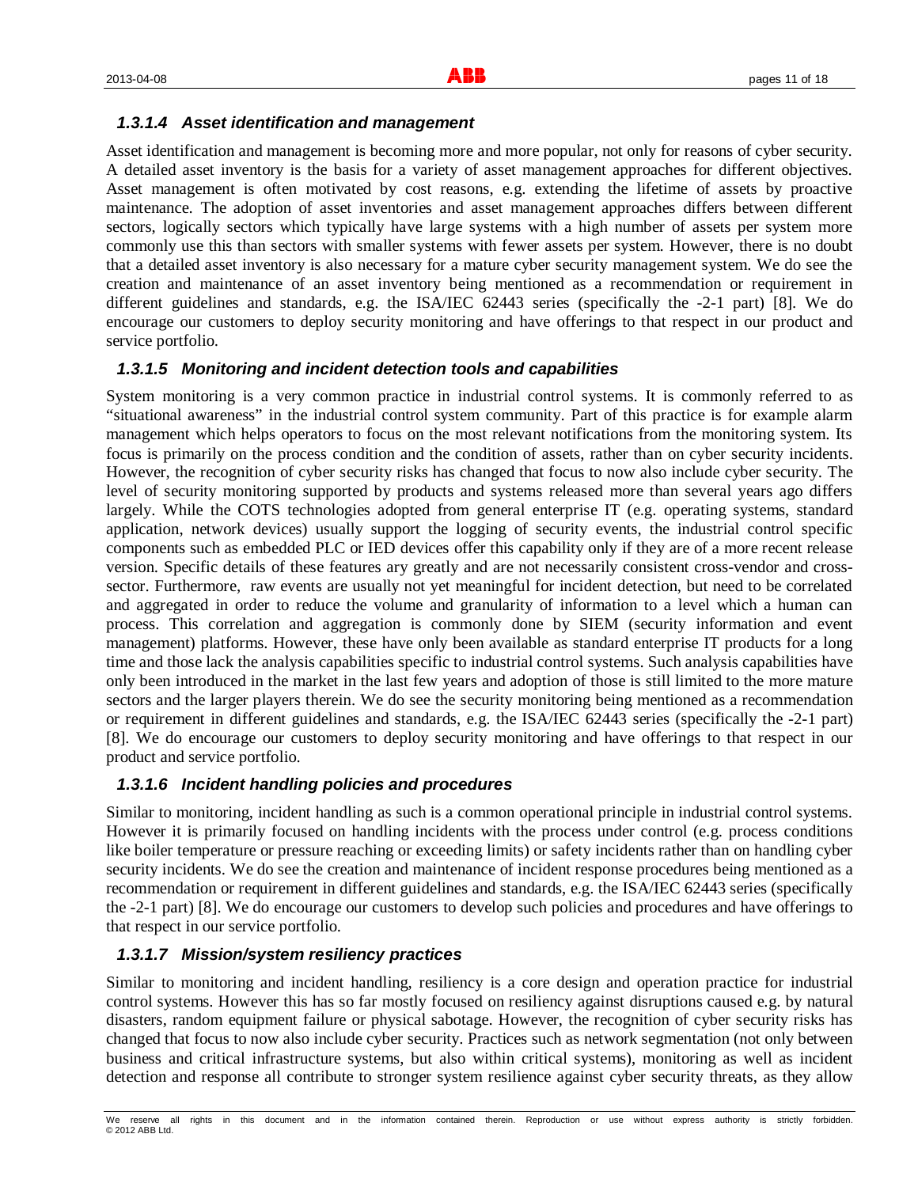#### *1.3.1.4 Asset identification and management*

Asset identification and management is becoming more and more popular, not only for reasons of cyber security. A detailed asset inventory is the basis for a variety of asset management approaches for different objectives. Asset management is often motivated by cost reasons, e.g. extending the lifetime of assets by proactive maintenance. The adoption of asset inventories and asset management approaches differs between different sectors, logically sectors which typically have large systems with a high number of assets per system more commonly use this than sectors with smaller systems with fewer assets per system. However, there is no doubt that a detailed asset inventory is also necessary for a mature cyber security management system. We do see the creation and maintenance of an asset inventory being mentioned as a recommendation or requirement in different guidelines and standards, e.g. the ISA/IEC 62443 series (specifically the -2-1 part) [8]. We do encourage our customers to deploy security monitoring and have offerings to that respect in our product and service portfolio.

#### *1.3.1.5 Monitoring and incident detection tools and capabilities*

System monitoring is a very common practice in industrial control systems. It is commonly referred to as "situational awareness" in the industrial control system community. Part of this practice is for example alarm management which helps operators to focus on the most relevant notifications from the monitoring system. Its focus is primarily on the process condition and the condition of assets, rather than on cyber security incidents. However, the recognition of cyber security risks has changed that focus to now also include cyber security. The level of security monitoring supported by products and systems released more than several years ago differs largely. While the COTS technologies adopted from general enterprise IT (e.g. operating systems, standard application, network devices) usually support the logging of security events, the industrial control specific components such as embedded PLC or IED devices offer this capability only if they are of a more recent release version. Specific details of these features ary greatly and are not necessarily consistent cross-vendor and cross-sector. Furthermore, raw events are usually not yet meaningful for incident detection, but need to be correlated and aggregated in order to reduce the volume and granularity of information to a level which a human can process. This correlation and aggregation is commonly done by SIEM (security information and event management) platforms. However, these have only been available as standard enterprise IT products for a long time and those lack the analysis capabilities specific to industrial control systems. Such analysis capabilities have only been introduced in the market in the last few years and adoption of those is still limited to the more mature sectors and the larger players therein. We do see the security monitoring being mentioned as a recommendation or requirement in different guidelines and standards, e.g. the ISA/IEC 62443 series (specifically the -2-1 part) [8]. We do encourage our customers to deploy security monitoring and have offerings to that respect in our product and service portfolio.

#### *1.3.1.6 Incident handling policies and procedures*

Similar to monitoring, incident handling as such is a common operational principle in industrial control systems. However it is primarily focused on handling incidents with the process under control (e.g. process conditions like boiler temperature or pressure reaching or exceeding limits) or safety incidents rather than on handling cyber security incidents. We do see the creation and maintenance of incident response procedures being mentioned as a recommendation or requirement in different guidelines and standards, e.g. the ISA/IEC 62443 series (specifically the -2-1 part) [8]. We do encourage our customers to develop such policies and procedures and have offerings to that respect in our service portfolio.

#### *1.3.1.7 Mission/system resiliency practices*

Similar to monitoring and incident handling, resiliency is a core design and operation practice for industrial control systems. However this has so far mostly focused on resiliency against disruptions caused e.g. by natural disasters, random equipment failure or physical sabotage. However, the recognition of cyber security risks has changed that focus to now also include cyber security. Practices such as network segmentation (not only between business and critical infrastructure systems, but also within critical systems), monitoring as well as incident detection and response all contribute to stronger system resilience against cyber security threats, as they allow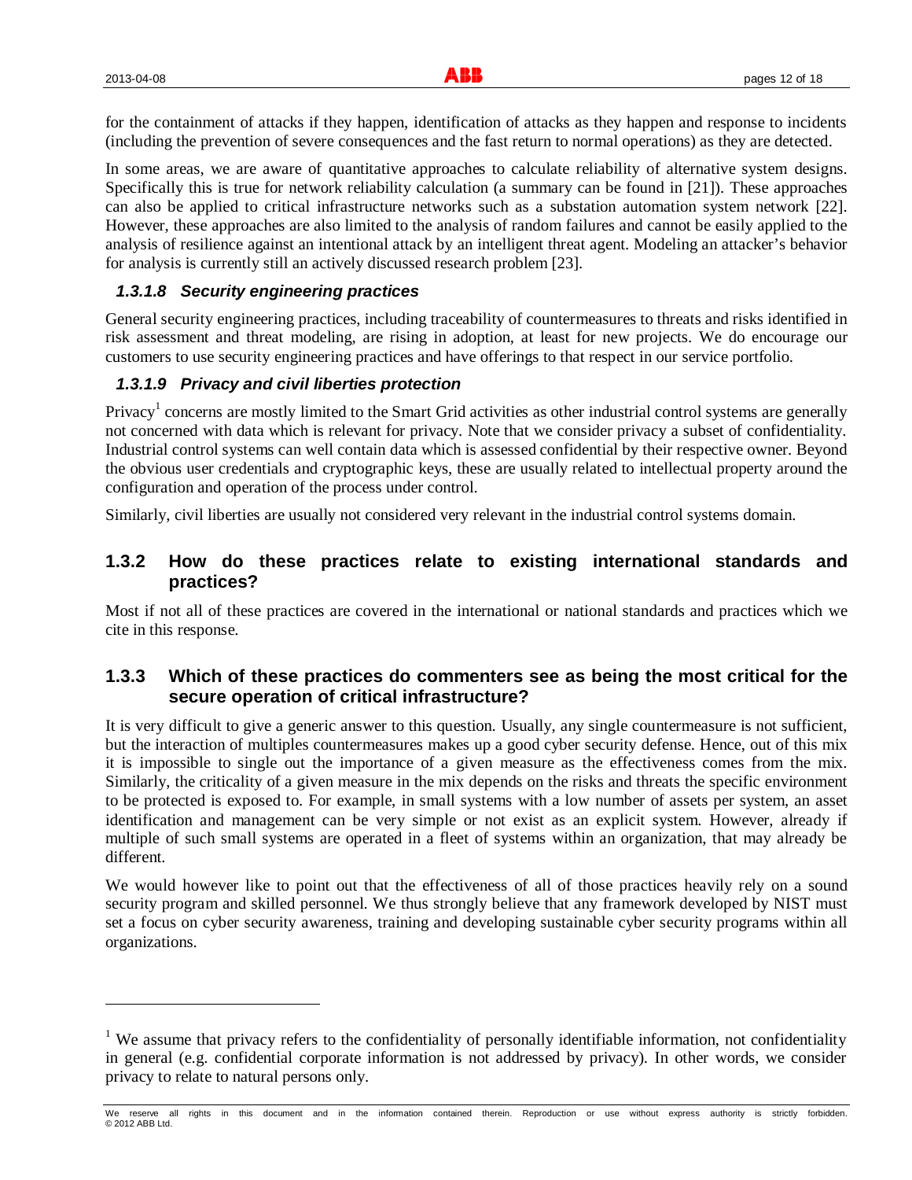for the containment of attacks if they happen, identification of attacks as they happen and response to incidents (including the prevention of severe consequences and the fast return to normal operations) as they are detected.

In some areas, we are aware of quantitative approaches to calculate reliability of alternative system designs. Specifically this is true for network reliability calculation (a summary can be found in [21]). These approaches can also be applied to critical infrastructure networks such as a substation automation system network [22]. However, these approaches are also limited to the analysis of random failures and cannot be easily applied to the analysis of resilience against an intentional attack by an intelligent threat agent. Modeling an attacker's behavior for analysis is currently still an actively discussed research problem [23].

#### *1.3.1.8 Security engineering practices*

General security engineering practices, including traceability of countermeasures to threats and risks identified in risk assessment and threat modeling, are rising in adoption, at least for new projects. We do encourage our customers to use security engineering practices and have offerings to that respect in our service portfolio.

#### *1.3.1.9 Privacy and civil liberties protection*

Privacy[1] concerns are mostly limited to the Smart Grid activities as other industrial control systems are generally not concerned with data which is relevant for privacy. Note that we consider privacy a subset of confidentiality. Industrial control systems can well contain data which is assessed confidential by their respective owner. Beyond the obvious user credentials and cryptographic keys, these are usually related to intellectual property around the configuration and operation of the process under control.

Similarly, civil liberties are usually not considered very relevant in the industrial control systems domain.

### 1.3.2 How do these practices relate to existing international standards and practices?

Most if not all of these practices are covered in the international or national standards and practices which we cite in this response.

### 1.3.3 Which of these practices do commenters see as being the most critical for the secure operation of critical infrastructure?

It is very difficult to give a generic answer to this question. Usually, any single countermeasure is not sufficient, but the interaction of multiples countermeasures makes up a good cyber security defense. Hence, out of this mix it is impossible to single out the importance of a given measure as the effectiveness comes from the mix. Similarly, the criticality of a given measure in the mix depends on the risks and threats the specific environment to be protected is exposed to. For example, in small systems with a low number of assets per system, an asset identification and management can be very simple or not exist as an explicit system. However, already if multiple of such small systems are operated in a fleet of systems within an organization, that may already be different.

We would however like to point out that the effectiveness of all of those practices heavily rely on a sound security program and skilled personnel. We thus strongly believe that any framework developed by NIST must set a focus on cyber security awareness, training and developing sustainable cyber security programs within all organizations.

---

[1] We assume that privacy refers to the confidentiality of personally identifiable information, not confidentiality in general (e.g. confidential corporate information is not addressed by privacy). In other words, we consider privacy to relate to natural persons only.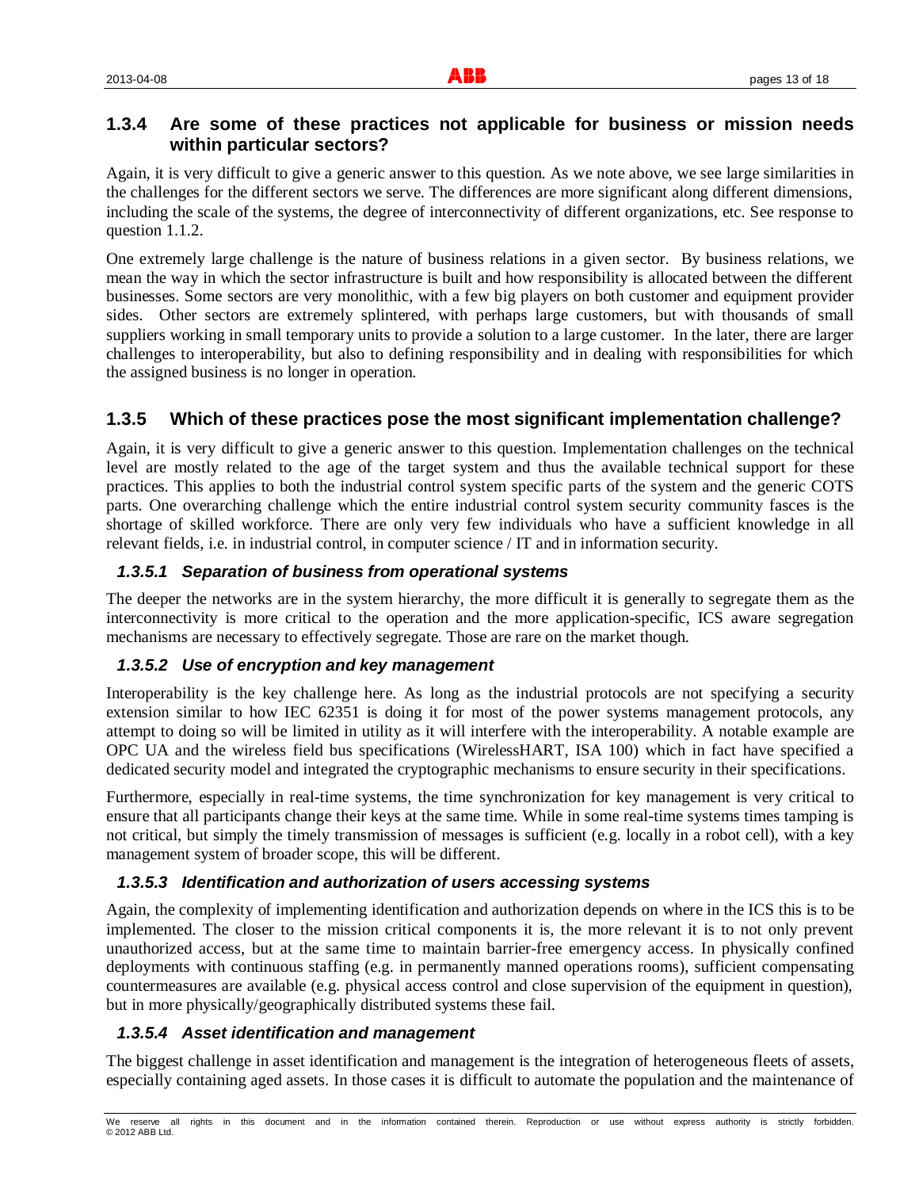### 1.3.4 Are some of these practices not applicable for business or mission needs within particular sectors?

Again, it is very difficult to give a generic answer to this question. As we note above, we see large similarities in the challenges for the different sectors we serve. The differences are more significant along different dimensions, including the scale of the systems, the degree of interconnectivity of different organizations, etc. See response to question 1.1.2.

One extremely large challenge is the nature of business relations in a given sector. By business relations, we mean the way in which the sector infrastructure is built and how responsibility is allocated between the different businesses. Some sectors are very monolithic, with a few big players on both customer and equipment provider sides. Other sectors are extremely splintered, with perhaps large customers, but with thousands of small suppliers working in small temporary units to provide a solution to a large customer. In the later, there are larger challenges to interoperability, but also to defining responsibility and in dealing with responsibilities for which the assigned business is no longer in operation.

### 1.3.5 Which of these practices pose the most significant implementation challenge?

Again, it is very difficult to give a generic answer to this question. Implementation challenges on the technical level are mostly related to the age of the target system and thus the available technical support for these practices. This applies to both the industrial control system specific parts of the system and the generic COTS parts. One overarching challenge which the entire industrial control system security community fasces is the shortage of skilled workforce. There are only very few individuals who have a sufficient knowledge in all relevant fields, i.e. in industrial control, in computer science / IT and in information security.

#### *1.3.5.1 Separation of business from operational systems*

The deeper the networks are in the system hierarchy, the more difficult it is generally to segregate them as the interconnectivity is more critical to the operation and the more application-specific, ICS aware segregation mechanisms are necessary to effectively segregate. Those are rare on the market though.

#### *1.3.5.2 Use of encryption and key management*

Interoperability is the key challenge here. As long as the industrial protocols are not specifying a security extension similar to how IEC 62351 is doing it for most of the power systems management protocols, any attempt to doing so will be limited in utility as it will interfere with the interoperability. A notable example are OPC UA and the wireless field bus specifications (WirelessHART, ISA 100) which in fact have specified a dedicated security model and integrated the cryptographic mechanisms to ensure security in their specifications.

Furthermore, especially in real-time systems, the time synchronization for key management is very critical to ensure that all participants change their keys at the same time. While in some real-time systems times tamping is not critical, but simply the timely transmission of messages is sufficient (e.g. locally in a robot cell), with a key management system of broader scope, this will be different.

#### *1.3.5.3 Identification and authorization of users accessing systems*

Again, the complexity of implementing identification and authorization depends on where in the ICS this is to be implemented. The closer to the mission critical components it is, the more relevant it is to not only prevent unauthorized access, but at the same time to maintain barrier-free emergency access. In physically confined deployments with continuous staffing (e.g. in permanently manned operations rooms), sufficient compensating countermeasures are available (e.g. physical access control and close supervision of the equipment in question), but in more physically/geographically distributed systems these fail.

#### *1.3.5.4 Asset identification and management*

The biggest challenge in asset identification and management is the integration of heterogeneous fleets of assets, especially containing aged assets. In those cases it is difficult to automate the population and the maintenance of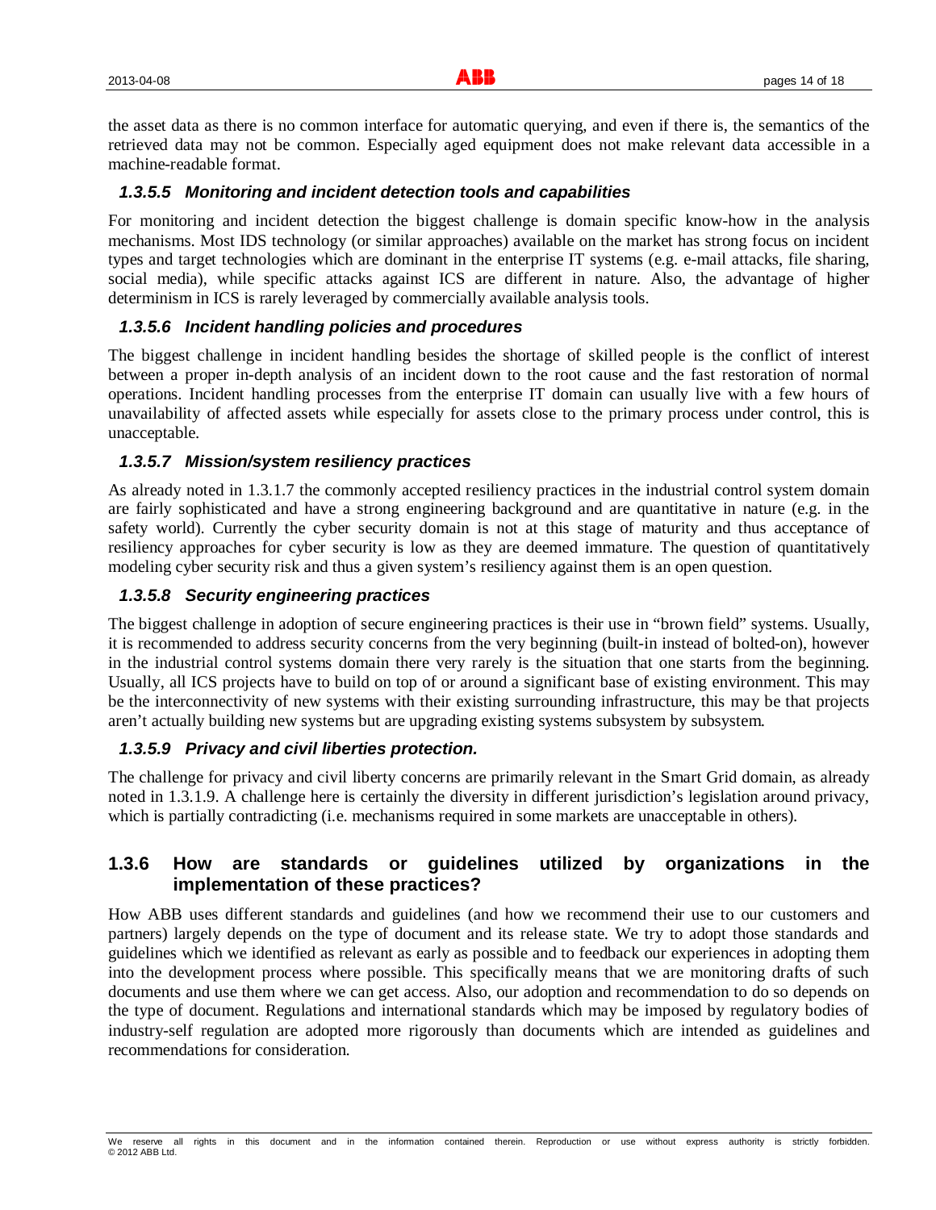the asset data as there is no common interface for automatic querying, and even if there is, the semantics of the retrieved data may not be common. Especially aged equipment does not make relevant data accessible in a machine-readable format.

#### *1.3.5.5 Monitoring and incident detection tools and capabilities*

For monitoring and incident detection the biggest challenge is domain specific know-how in the analysis mechanisms. Most IDS technology (or similar approaches) available on the market has strong focus on incident types and target technologies which are dominant in the enterprise IT systems (e.g. e-mail attacks, file sharing, social media), while specific attacks against ICS are different in nature. Also, the advantage of higher determinism in ICS is rarely leveraged by commercially available analysis tools.

#### *1.3.5.6 Incident handling policies and procedures*

The biggest challenge in incident handling besides the shortage of skilled people is the conflict of interest between a proper in-depth analysis of an incident down to the root cause and the fast restoration of normal operations. Incident handling processes from the enterprise IT domain can usually live with a few hours of unavailability of affected assets while especially for assets close to the primary process under control, this is unacceptable.

#### *1.3.5.7 Mission/system resiliency practices*

As already noted in 1.3.1.7 the commonly accepted resiliency practices in the industrial control system domain are fairly sophisticated and have a strong engineering background and are quantitative in nature (e.g. in the safety world). Currently the cyber security domain is not at this stage of maturity and thus acceptance of resiliency approaches for cyber security is low as they are deemed immature. The question of quantitatively modeling cyber security risk and thus a given system's resiliency against them is an open question.

#### *1.3.5.8 Security engineering practices*

The biggest challenge in adoption of secure engineering practices is their use in "brown field" systems. Usually, it is recommended to address security concerns from the very beginning (built-in instead of bolted-on), however in the industrial control systems domain there very rarely is the situation that one starts from the beginning. Usually, all ICS projects have to build on top of or around a significant base of existing environment. This may be the interconnectivity of new systems with their existing surrounding infrastructure, this may be that projects aren't actually building new systems but are upgrading existing systems subsystem by subsystem.

#### *1.3.5.9 Privacy and civil liberties protection.*

The challenge for privacy and civil liberty concerns are primarily relevant in the Smart Grid domain, as already noted in 1.3.1.9. A challenge here is certainly the diversity in different jurisdiction's legislation around privacy, which is partially contradicting (i.e. mechanisms required in some markets are unacceptable in others).

### 1.3.6 How are standards or guidelines utilized by organizations in the implementation of these practices?

How ABB uses different standards and guidelines (and how we recommend their use to our customers and partners) largely depends on the type of document and its release state. We try to adopt those standards and guidelines which we identified as relevant as early as possible and to feedback our experiences in adopting them into the development process where possible. This specifically means that we are monitoring drafts of such documents and use them where we can get access. Also, our adoption and recommendation to do so depends on the type of document. Regulations and international standards which may be imposed by regulatory bodies of industry-self regulation are adopted more rigorously than documents which are intended as guidelines and recommendations for consideration.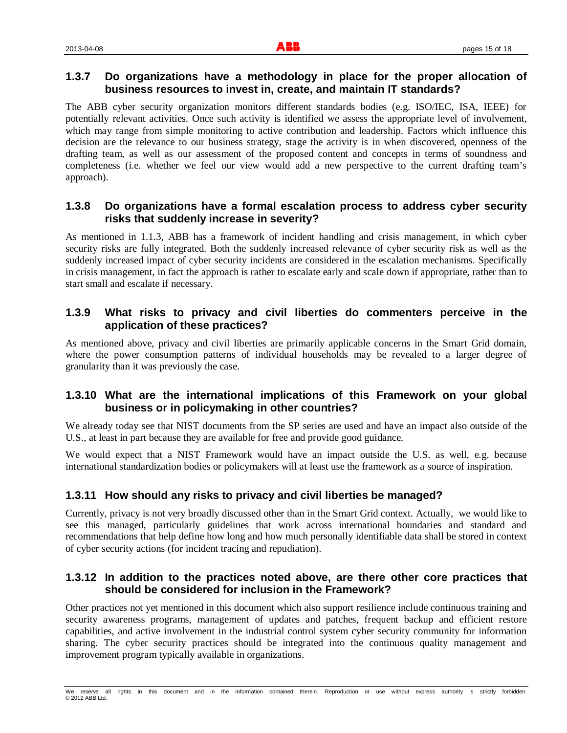### 1.3.7 Do organizations have a methodology in place for the proper allocation of business resources to invest in, create, and maintain IT standards?

The ABB cyber security organization monitors different standards bodies (e.g. ISO/IEC, ISA, IEEE) for potentially relevant activities. Once such activity is identified we assess the appropriate level of involvement, which may range from simple monitoring to active contribution and leadership. Factors which influence this decision are the relevance to our business strategy, stage the activity is in when discovered, openness of the drafting team, as well as our assessment of the proposed content and concepts in terms of soundness and completeness (i.e. whether we feel our view would add a new perspective to the current drafting team's approach).

### 1.3.8 Do organizations have a formal escalation process to address cyber security risks that suddenly increase in severity?

As mentioned in 1.1.3, ABB has a framework of incident handling and crisis management, in which cyber security risks are fully integrated. Both the suddenly increased relevance of cyber security risk as well as the suddenly increased impact of cyber security incidents are considered in the escalation mechanisms. Specifically in crisis management, in fact the approach is rather to escalate early and scale down if appropriate, rather than to start small and escalate if necessary.

### 1.3.9 What risks to privacy and civil liberties do commenters perceive in the application of these practices?

As mentioned above, privacy and civil liberties are primarily applicable concerns in the Smart Grid domain, where the power consumption patterns of individual households may be revealed to a larger degree of granularity than it was previously the case.

### 1.3.10 What are the international implications of this Framework on your global business or in policymaking in other countries?

We already today see that NIST documents from the SP series are used and have an impact also outside of the U.S., at least in part because they are available for free and provide good guidance.

We would expect that a NIST Framework would have an impact outside the U.S. as well, e.g. because international standardization bodies or policymakers will at least use the framework as a source of inspiration.

### 1.3.11 How should any risks to privacy and civil liberties be managed?

Currently, privacy is not very broadly discussed other than in the Smart Grid context. Actually, we would like to see this managed, particularly guidelines that work across international boundaries and standard and recommendations that help define how long and how much personally identifiable data shall be stored in context of cyber security actions (for incident tracing and repudiation).

### 1.3.12 In addition to the practices noted above, are there other core practices that should be considered for inclusion in the Framework?

Other practices not yet mentioned in this document which also support resilience include continuous training and security awareness programs, management of updates and patches, frequent backup and efficient restore capabilities, and active involvement in the industrial control system cyber security community for information sharing. The cyber security practices should be integrated into the continuous quality management and improvement program typically available in organizations.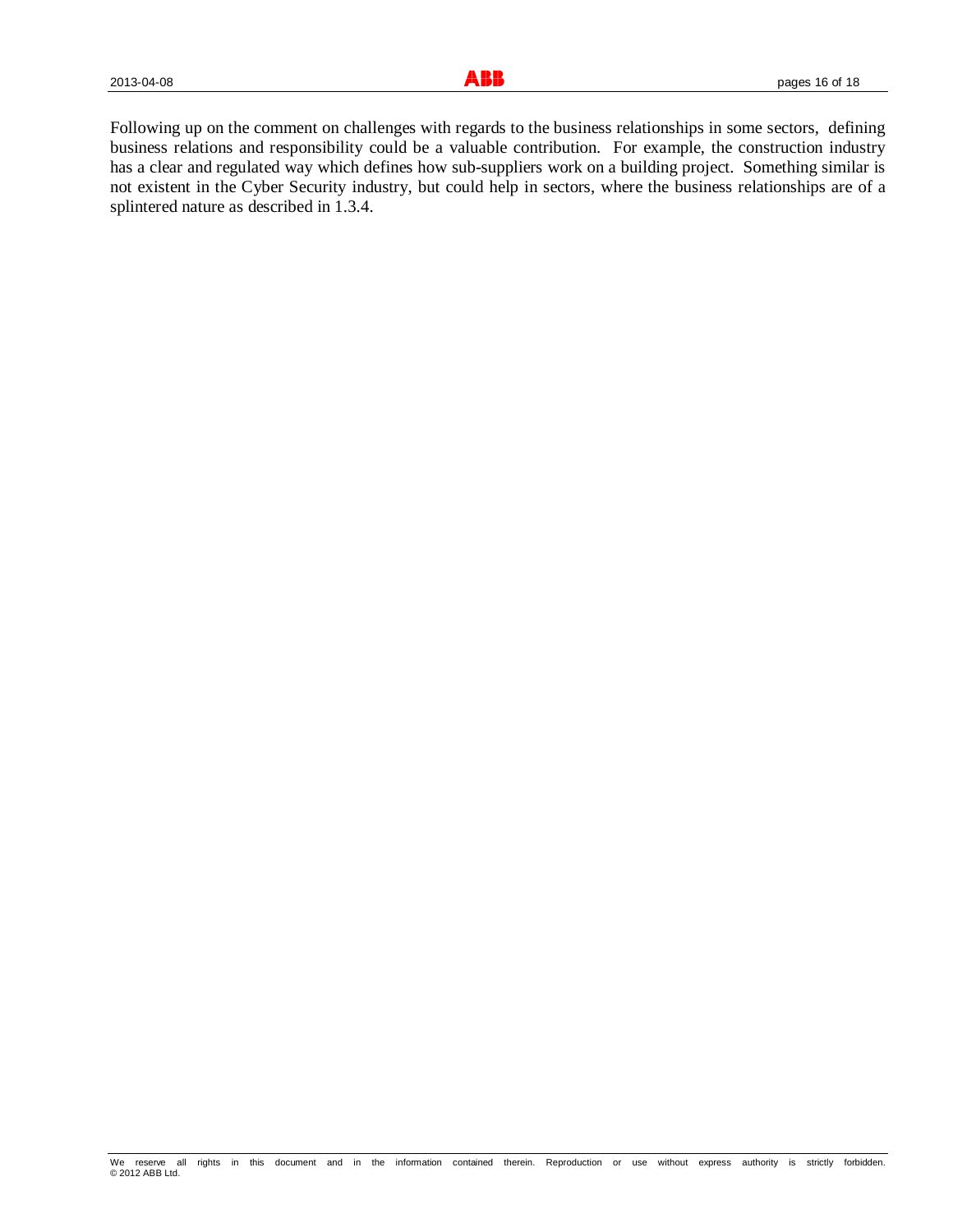Following up on the comment on challenges with regards to the business relationships in some sectors, defining business relations and responsibility could be a valuable contribution. For example, the construction industry has a clear and regulated way which defines how sub-suppliers work on a building project. Something similar is not existent in the Cyber Security industry, but could help in sectors, where the business relationships are of a splintered nature as described in 1.3.4.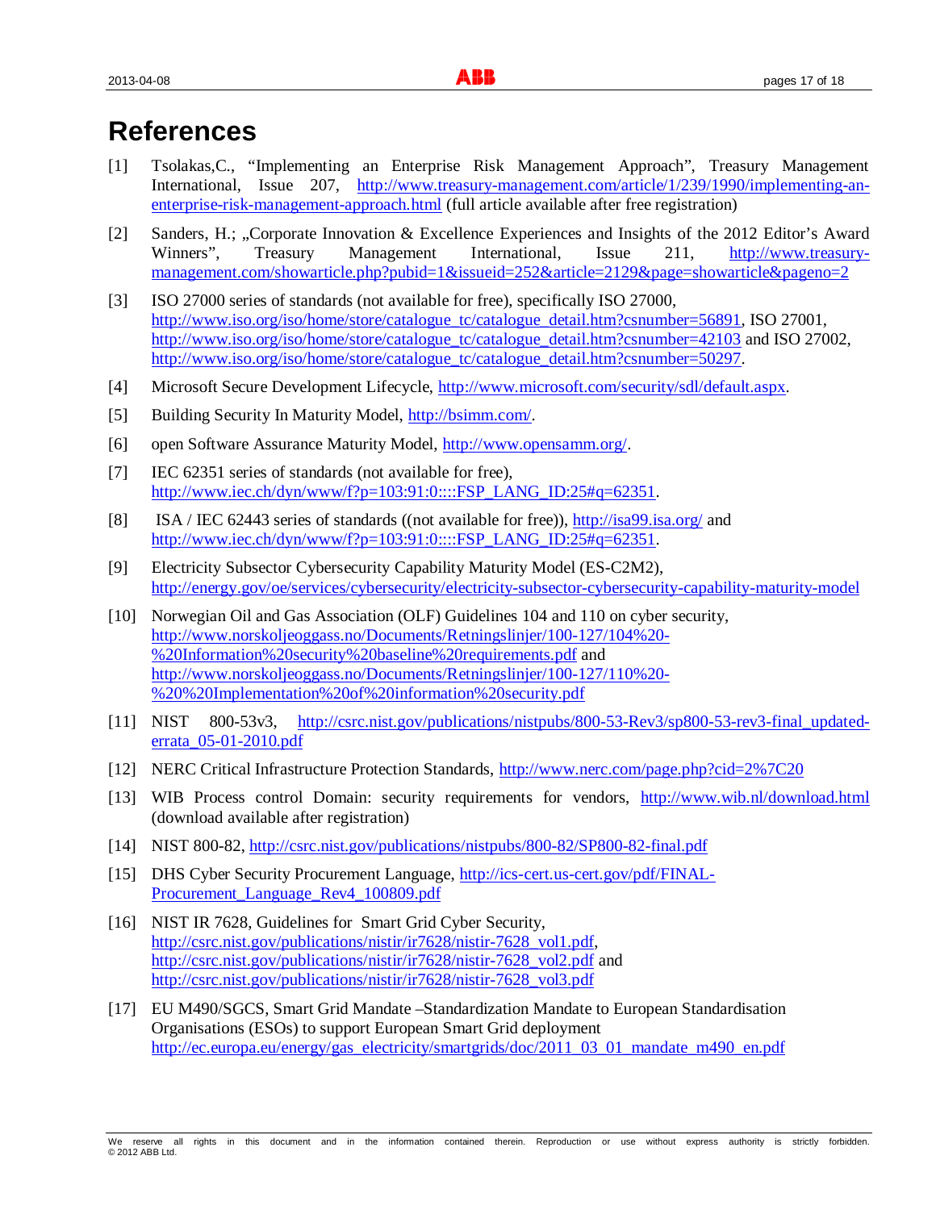# References

[1] Tsolakas,C., "Implementing an Enterprise Risk Management Approach", Treasury Management International, Issue 207, http://www.treasury-management.com/article/1/239/1990/implementing-an-enterprise-risk-management-approach.html (full article available after free registration)

[2] Sanders, H.; „Corporate Innovation & Excellence Experiences and Insights of the 2012 Editor's Award Winners", Treasury Management International, Issue 211, http://www.treasury-management.com/showarticle.php?pubid=1&issueid=252&article=2129&page=showarticle&pageno=2

[3] ISO 27000 series of standards (not available for free), specifically ISO 27000, http://www.iso.org/iso/home/store/catalogue_tc/catalogue_detail.htm?csnumber=56891, ISO 27001, http://www.iso.org/iso/home/store/catalogue_tc/catalogue_detail.htm?csnumber=42103 and ISO 27002, http://www.iso.org/iso/home/store/catalogue_tc/catalogue_detail.htm?csnumber=50297.

[4] Microsoft Secure Development Lifecycle, http://www.microsoft.com/security/sdl/default.aspx.

[5] Building Security In Maturity Model, http://bsimm.com/.

[6] open Software Assurance Maturity Model, http://www.opensamm.org/.

[7] IEC 62351 series of standards (not available for free), http://www.iec.ch/dyn/www/f?p=103:91:0::::FSP_LANG_ID:25#q=62351.

[8] ISA / IEC 62443 series of standards ((not available for free)), http://isa99.isa.org/ and http://www.iec.ch/dyn/www/f?p=103:91:0::::FSP_LANG_ID:25#q=62351.

[9] Electricity Subsector Cybersecurity Capability Maturity Model (ES-C2M2), http://energy.gov/oe/services/cybersecurity/electricity-subsector-cybersecurity-capability-maturity-model

[10] Norwegian Oil and Gas Association (OLF) Guidelines 104 and 110 on cyber security, http://www.norskoljeoggass.no/Documents/Retningslinjer/100-127/104%20-%20Information%20security%20baseline%20requirements.pdf and http://www.norskoljeoggass.no/Documents/Retningslinjer/100-127/110%20-%20%20Implementation%20of%20information%20security.pdf

[11] NIST 800-53v3, http://csrc.nist.gov/publications/nistpubs/800-53-Rev3/sp800-53-rev3-final_updated-errata_05-01-2010.pdf

[12] NERC Critical Infrastructure Protection Standards, http://www.nerc.com/page.php?cid=2%7C20

[13] WIB Process control Domain: security requirements for vendors, http://www.wib.nl/download.html (download available after registration)

[14] NIST 800-82, http://csrc.nist.gov/publications/nistpubs/800-82/SP800-82-final.pdf

[15] DHS Cyber Security Procurement Language, http://ics-cert.us-cert.gov/pdf/FINAL-Procurement_Language_Rev4_100809.pdf

[16] NIST IR 7628, Guidelines for Smart Grid Cyber Security, http://csrc.nist.gov/publications/nistir/ir7628/nistir-7628_vol1.pdf, http://csrc.nist.gov/publications/nistir/ir7628/nistir-7628_vol2.pdf and http://csrc.nist.gov/publications/nistir/ir7628/nistir-7628_vol3.pdf

[17] EU M490/SGCS, Smart Grid Mandate –Standardization Mandate to European Standardisation Organisations (ESOs) to support European Smart Grid deployment http://ec.europa.eu/energy/gas_electricity/smartgrids/doc/2011_03_01_mandate_m490_en.pdf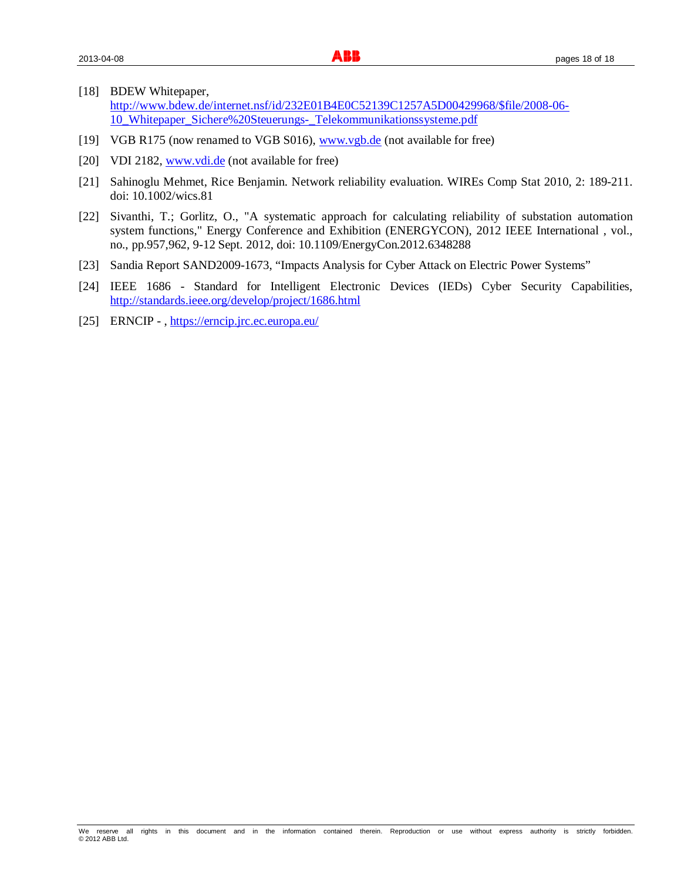[18] BDEW Whitepaper, http://www.bdew.de/internet.nsf/id/232E01B4E0C52139C1257A5D00429968/$file/2008-06-10_Whitepaper_Sichere%20Steuerungs-_Telekommunikationssysteme.pdf

[19] VGB R175 (now renamed to VGB S016), www.vgb.de (not available for free)

[20] VDI 2182, www.vdi.de (not available for free)

[21] Sahinoglu Mehmet, Rice Benjamin. Network reliability evaluation. WIREs Comp Stat 2010, 2: 189-211. doi: 10.1002/wics.81

[22] Sivanthi, T.; Gorlitz, O., "A systematic approach for calculating reliability of substation automation system functions," Energy Conference and Exhibition (ENERGYCON), 2012 IEEE International , vol., no., pp.957,962, 9-12 Sept. 2012, doi: 10.1109/EnergyCon.2012.6348288

[23] Sandia Report SAND2009-1673, “Impacts Analysis for Cyber Attack on Electric Power Systems”

[24] IEEE 1686 - Standard for Intelligent Electronic Devices (IEDs) Cyber Security Capabilities, http://standards.ieee.org/develop/project/1686.html

[25] ERNCIP - , https://erncip.jrc.ec.europa.eu/